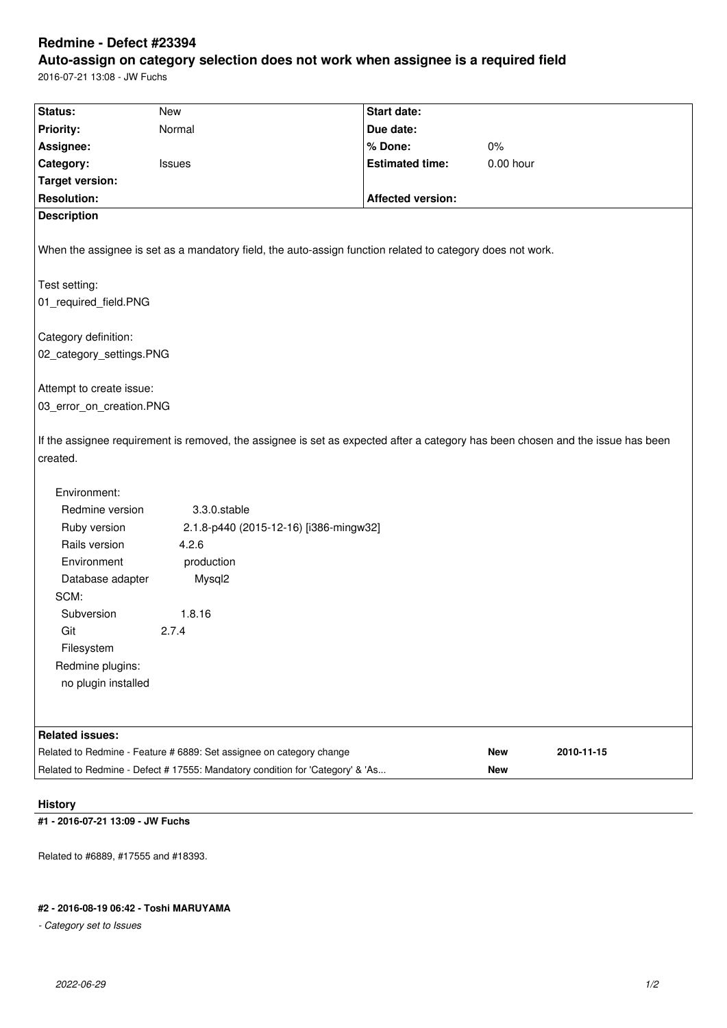# Redmine - Defect #23394

## Auto-assign on category selection does not work when assignee is a required field

2016-07-21 13:08 - JW Fuchs

| Status: | New | Start date: | |
|---|---|---|---|
| Priority: | Normal | Due date: | |
| Assignee: | | % Done: | 0% |
| Category: | Issues | Estimated time: | 0.00 hour |
| Target version: | | | |
| Resolution: | | Affected version: | |

**Description**

When the assignee is set as a mandatory field, the auto-assign function related to category does not work.

Test setting:
01_required_field.PNG

Category definition:
02_category_settings.PNG

Attempt to create issue:
03_error_on_creation.PNG

If the assignee requirement is removed, the assignee is set as expected after a category has been chosen and the issue has been created.

Environment:
  Redmine version 3.3.0.stable
  Ruby version 2.1.8-p440 (2015-12-16) [i386-mingw32]
  Rails version 4.2.6
  Environment production
  Database adapter Mysql2
SCM:
  Subversion 1.8.16
  Git 2.7.4
  Filesystem
Redmine plugins:
  no plugin installed

**Related issues:**

| | | |
|---|---|---|
| Related to Redmine - Feature # 6889: Set assignee on category change | New | 2010-11-15 |
| Related to Redmine - Defect # 17555: Mandatory condition for 'Category' & 'As... | New | |

## History

### #1 - 2016-07-21 13:09 - JW Fuchs

Related to #6889, #17555 and #18393.

### #2 - 2016-08-19 06:42 - Toshi MARUYAMA

*- Category set to Issues*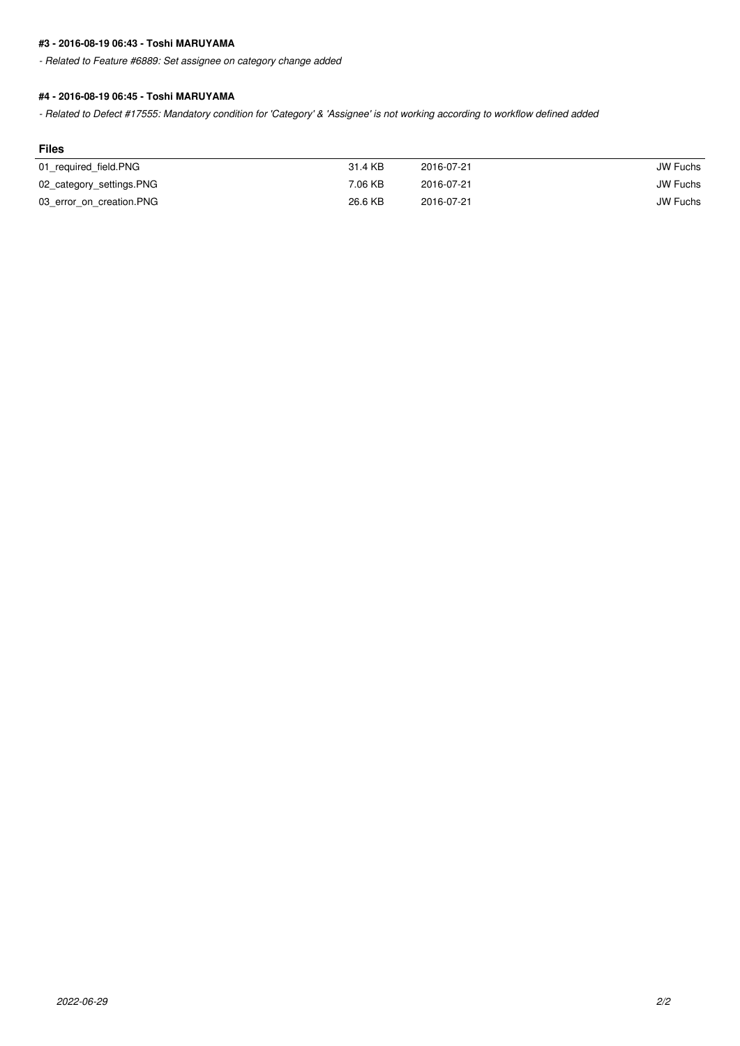#### #3 - 2016-08-19 06:43 - Toshi MARUYAMA

*- Related to Feature #6889: Set assignee on category change added*

#### #4 - 2016-08-19 06:45 - Toshi MARUYAMA

*- Related to Defect #17555: Mandatory condition for 'Category' & 'Assignee' is not working according to workflow defined added*

### Files

| | | | |
|---|---|---|---|
| 01_required_field.PNG | 31.4 KB | 2016-07-21 | JW Fuchs |
| 02_category_settings.PNG | 7.06 KB | 2016-07-21 | JW Fuchs |
| 03_error_on_creation.PNG | 26.6 KB | 2016-07-21 | JW Fuchs |